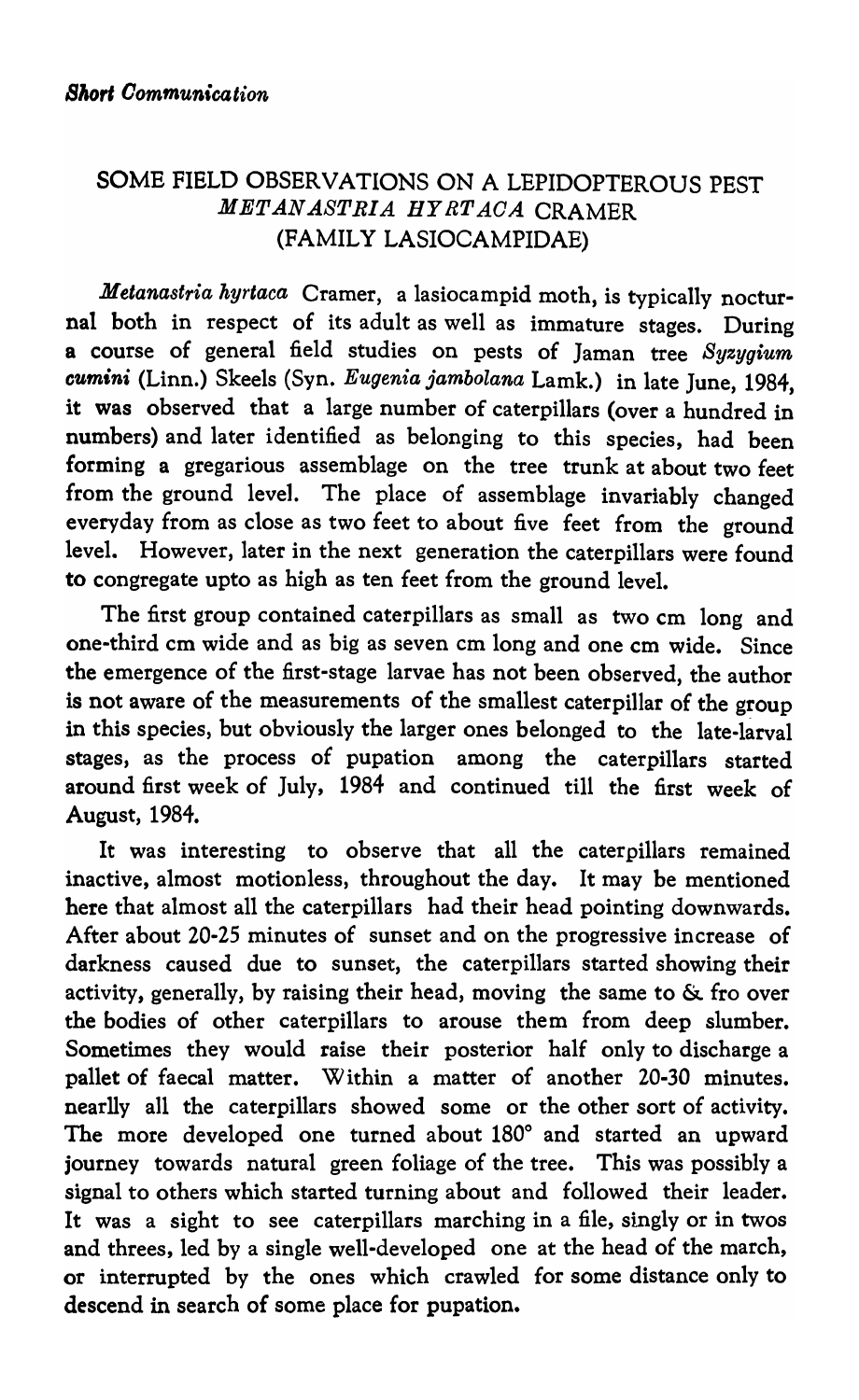*Short Communication*

# SOME FIELD OBSERVATIONS ON A LEPIDOPTEROUS PEST *METANASTRIA HYRTACA* CRAMER (FAMILY LASIOCAMPIDAE)

*Metanastria hyrtaca* Cramer, a lasiocampid moth, is typically nocturnal both in respect of its adult as well as immature stages. During a course of general field studies on pests of Jaman tree *Syzygium cumini* (Linn.) Skeels (Syn. *Eugenia jambolana* Lamk.) in late June, 1984, it was observed that a large number of caterpillars (over a hundred in numbers) and later identified as belonging to this species, had been forming a gregarious assemblage on the tree trunk at about two feet from the ground level. The place of assemblage invariably changed everyday from as close as two feet to about five feet from the ground level. However, later in the next generation the caterpillars were found to congregate upto as high as ten feet from the ground level.

The first group contained caterpillars as small as two cm long and one-third cm wide and as big as seven cm long and one cm wide. Since the emergence of the first-stage larvae has not been observed, the author is not aware of the measurements of the smallest caterpillar of the group in this species, but obviously the larger ones belonged to the late-larval stages, as the process of pupation among the caterpillars started around first week of July, 1984 and continued till the first week of August, 1984.

It was interesting to observe that all the caterpillars remained inactive, almost motionless, throughout the day. It may be mentioned here that almost all the caterpillars had their head pointing downwards. After about 20-25 minutes of sunset and on the progressive increase of darkness caused due to sunset, the caterpillars started showing their activity, generally, by raising their head, moving the same to & fro over the bodies of other caterpillars to arouse them from deep slumber. Sometimes they would raise their posterior half only to discharge a pallet of faecal matter. Within a matter of another 20-30 minutes. nearlly all the caterpillars showed some or the other sort of activity. The more developed one turned about 180° and started an upward journey towards natural green foliage of the tree. This was possibly a signal to others which started turning about and followed their leader. It was a sight to see caterpillars marching in a file, singly or in twos and threes, led by a single well-developed one at the head of the march, or interrupted by the ones which crawled for some distance only to descend in search of some place for pupation.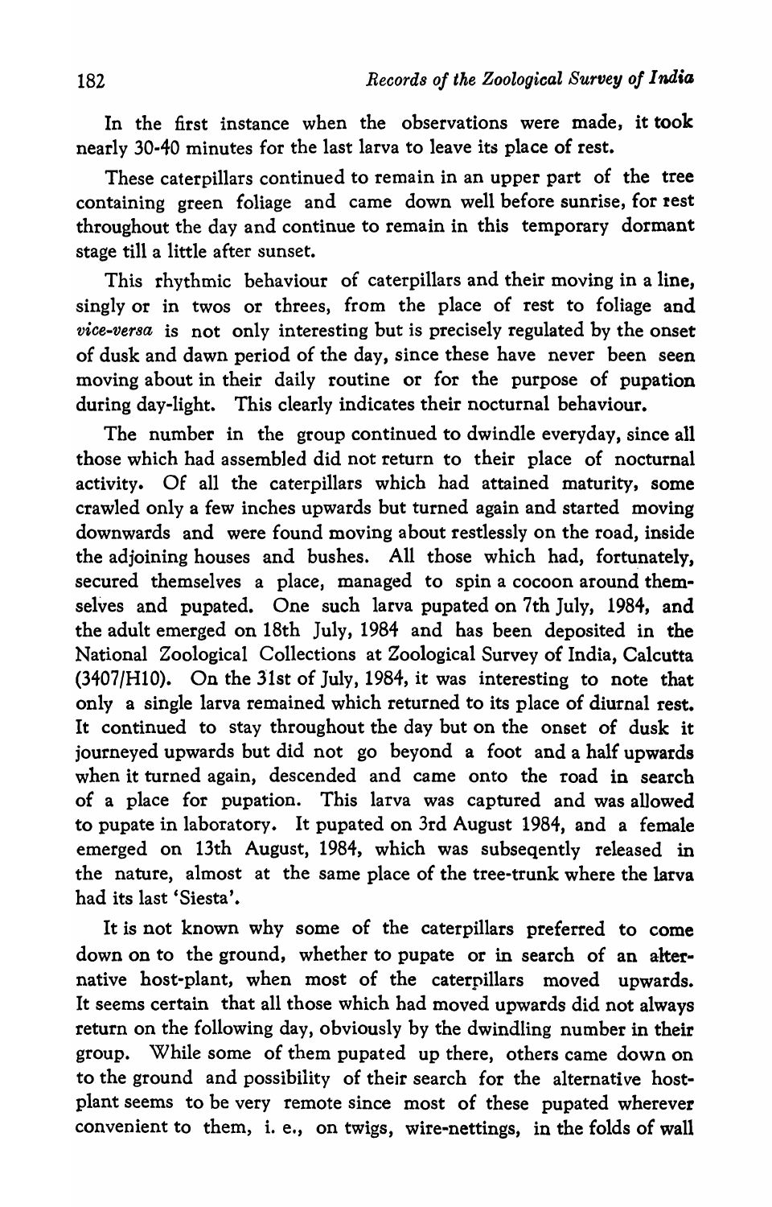In the first instance when the observations were made, it took nearly 30-40 minutes for the last larva to leave its place of rest.

These caterpillars continued to remain in an upper part of the tree containing green foliage and came down well before sunrise, for rest throughout the day and continue to remain in this temporary dormant stage till a little after sunset.

This rhythmic behaviour of caterpillars and their moving in a line, singly or in twos or threes, from the place of rest to foliage and *vice-versa* is not only interesting but is precisely regulated by the onset of dusk and dawn period of the day, since these have never been seen moving about in their daily routine or for the purpose of pupation during day-light. This clearly indicates their nocturnal behaviour.

The number in the group continued to dwindle everyday, since all those which had assembled did not return to their place of nocturnal activity. Of all the caterpillars which had attained maturity, some crawled only a few inches upwards but turned again and started moving downwards and were found moving about restlessly on the road, inside the adjoining houses and bushes. All those which had, fortunately, secured themselves a place, managed to spin a cocoon around themselves and pupated. One such larva pupated on 7th July, 1984, and the adult emerged on 18th July, 1984 and has been deposited in the National Zoological Collections at Zoological Survey of India, Calcutta (3407/H10). On the 31st of July, 1984, it was interesting to note that only a single larva remained which returned to its place of diurnal rest. It continued to stay throughout the day but on the onset of dusk it journeyed upwards but did not go beyond a foot and a half upwards when it turned again, descended and came onto the road in search of a place for pupation. This larva was captured and was allowed to pupate in laboratory. It pupated on 3rd August 1984, and a female emerged on 13th August, 1984, which was subseqently released in the nature, almost at the same place of the tree-trunk where the larva had its last 'Siesta'.

It is not known why some of the caterpillars preferred to come down on to the ground, whether to pupate or in search of an alternative host-plant, when most of the caterpillars moved upwards. It seems certain that all those which had moved upwards did not always return on the following day, obviously by the dwindling number in their group. While some of them pupated up there, others came down on to the ground and possibility of their search for the alternative host-plant seems to be very remote since most of these pupated wherever convenient to them, i. e., on twigs, wire-nettings, in the folds of wall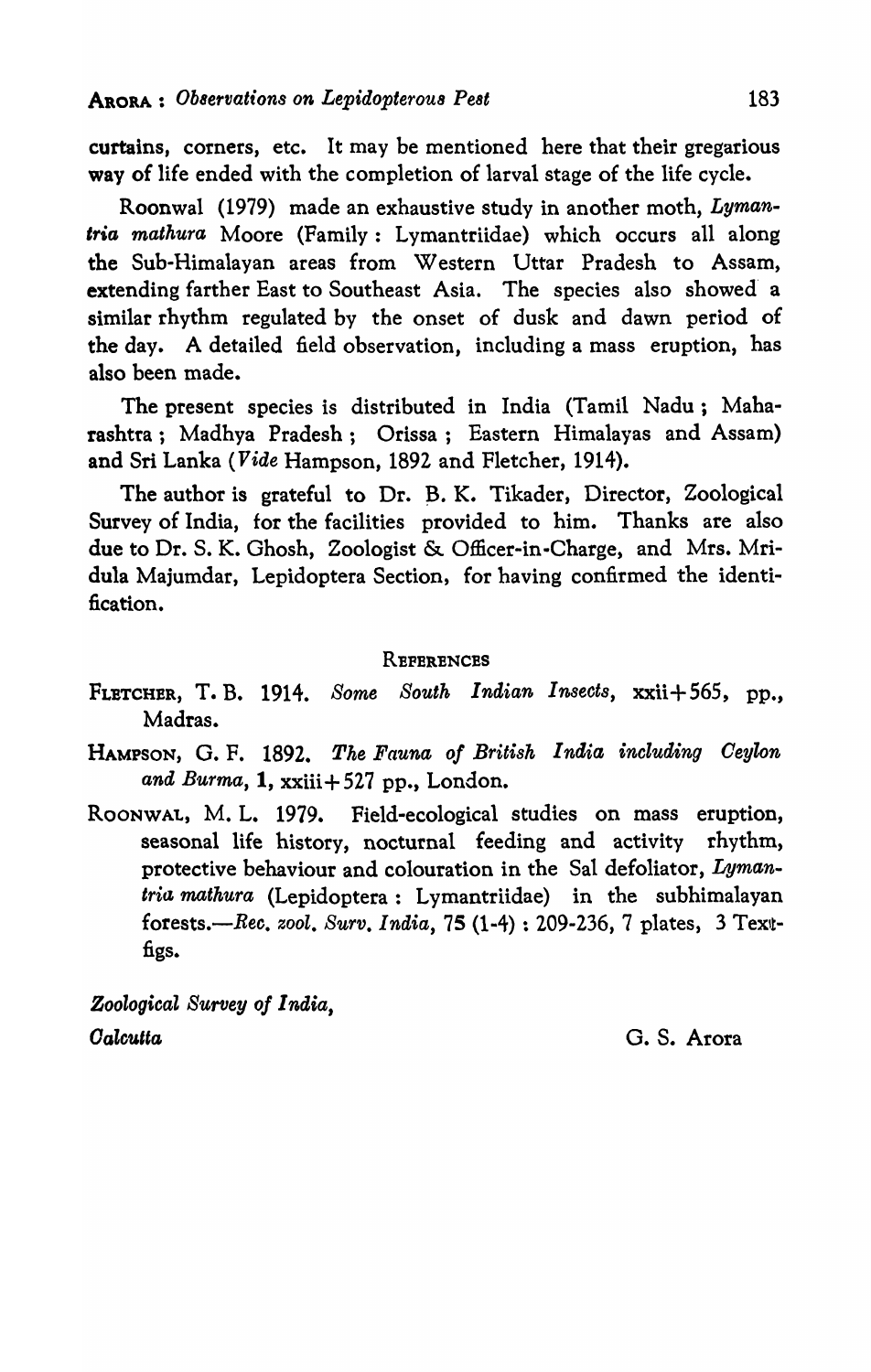curtains, corners, etc. It may be mentioned here that their gregarious way of life ended with the completion of larval stage of the life cycle.

Roonwal (1979) made an exhaustive study in another moth, *Lymantria mathura* Moore (Family : Lymantriidae) which occurs all along the Sub-Himalayan areas from Western Uttar Pradesh to Assam, extending farther East to Southeast Asia. The species also showed a similar rhythm regulated by the onset of dusk and dawn period of the day. A detailed field observation, including a mass eruption, has also been made.

The present species is distributed in India (Tamil Nadu ; Maharashtra ; Madhya Pradesh ; Orissa ; Eastern Himalayas and Assam) and Sri Lanka (*Vide* Hampson, 1892 and Fletcher, 1914).

The author is grateful to Dr. B. K. Tikader, Director, Zoological Survey of India, for the facilities provided to him. Thanks are also due to Dr. S. K. Ghosh, Zoologist & Officer-in-Charge, and Mrs. Mridula Majumdar, Lepidoptera Section, for having confirmed the identification.

## REFERENCES

FLETCHER, T. B. 1914. *Some South Indian Insects*, xxii+565, pp., Madras.

HAMPSON, G. F. 1892. *The Fauna of British India including Ceylon and Burma*, **1**, xxiii+527 pp., London.

ROONWAL, M. L. 1979. Field-ecological studies on mass eruption, seasonal life history, nocturnal feeding and activity rhythm, protective behaviour and colouration in the Sal defoliator, *Lymantria mathura* (Lepidoptera : Lymantriidae) in the subhimalayan forests.—*Rec. zool. Surv. India*, **75** (1-4) : 209-236, 7 plates, 3 Text-figs.

*Zoological Survey of India,*
*Calcutta*

G. S. Arora